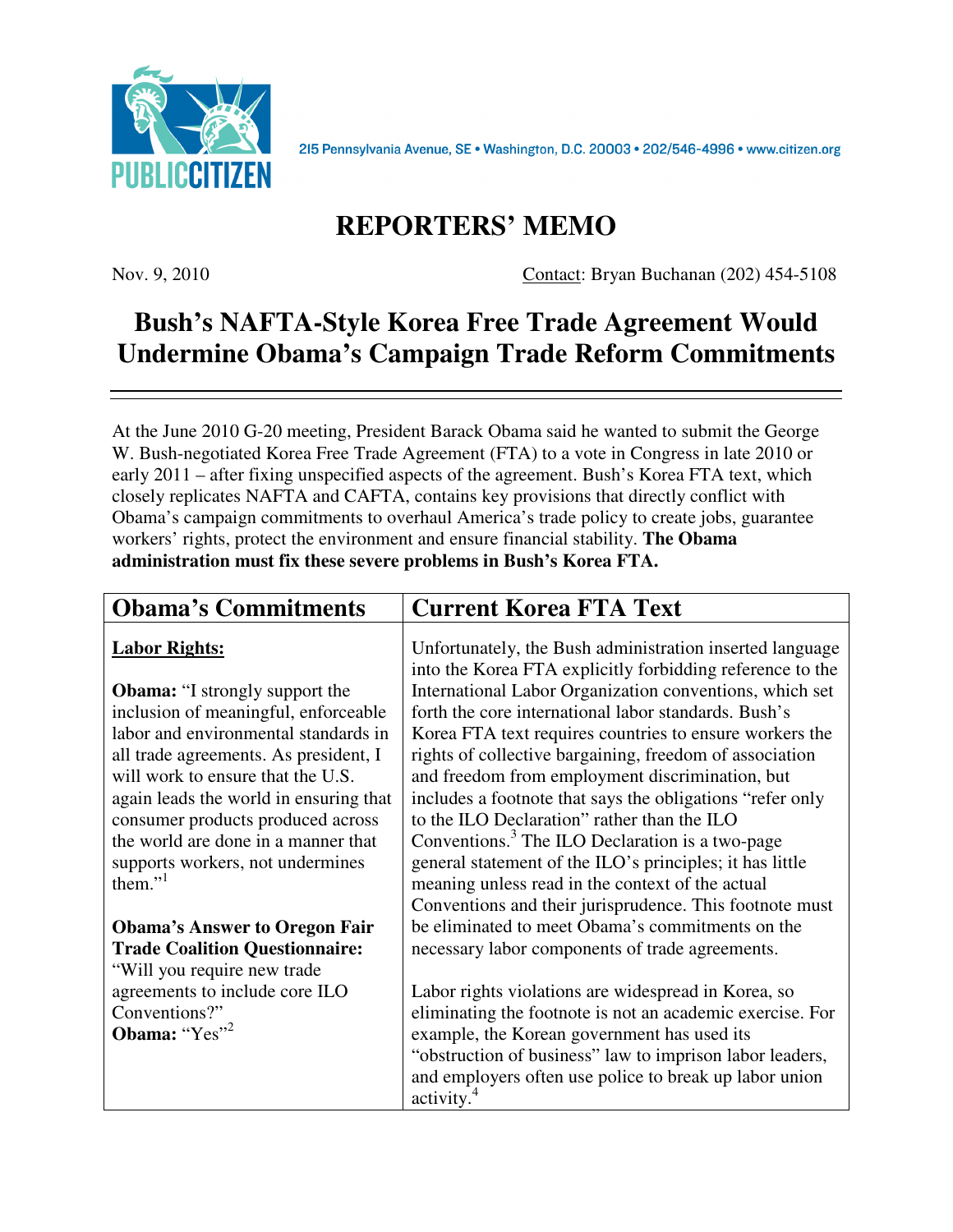PUBLIC CITIZEN

215 Pennsylvania Avenue, SE • Washington, D.C. 20003 • 202/546-4996 • www.citizen.org

# REPORTERS' MEMO

Nov. 9, 2010 Contact: Bryan Buchanan (202) 454-5108

## Bush's NAFTA-Style Korea Free Trade Agreement Would Undermine Obama's Campaign Trade Reform Commitments

At the June 2010 G-20 meeting, President Barack Obama said he wanted to submit the George W. Bush-negotiated Korea Free Trade Agreement (FTA) to a vote in Congress in late 2010 or early 2011 – after fixing unspecified aspects of the agreement. Bush's Korea FTA text, which closely replicates NAFTA and CAFTA, contains key provisions that directly conflict with Obama's campaign commitments to overhaul America's trade policy to create jobs, guarantee workers' rights, protect the environment and ensure financial stability. **The Obama administration must fix these severe problems in Bush's Korea FTA.**

| Obama's Commitments | Current Korea FTA Text |
|---|---|
| **Labor Rights:**<br><br>**Obama:** "I strongly support the inclusion of meaningful, enforceable labor and environmental standards in all trade agreements. As president, I will work to ensure that the U.S. again leads the world in ensuring that consumer products produced across the world are done in a manner that supports workers, not undermines them."[1]<br><br>**Obama's Answer to Oregon Fair Trade Coalition Questionnaire:** "Will you require new trade agreements to include core ILO Conventions?"<br>**Obama:** "Yes"[2] | Unfortunately, the Bush administration inserted language into the Korea FTA explicitly forbidding reference to the International Labor Organization conventions, which set forth the core international labor standards. Bush's Korea FTA text requires countries to ensure workers the rights of collective bargaining, freedom of association and freedom from employment discrimination, but includes a footnote that says the obligations "refer only to the ILO Declaration" rather than the ILO Conventions.[3] The ILO Declaration is a two-page general statement of the ILO's principles; it has little meaning unless read in the context of the actual Conventions and their jurisprudence. This footnote must be eliminated to meet Obama's commitments on the necessary labor components of trade agreements.<br><br>Labor rights violations are widespread in Korea, so eliminating the footnote is not an academic exercise. For example, the Korean government has used its "obstruction of business" law to imprison labor leaders, and employers often use police to break up labor union activity.[4] |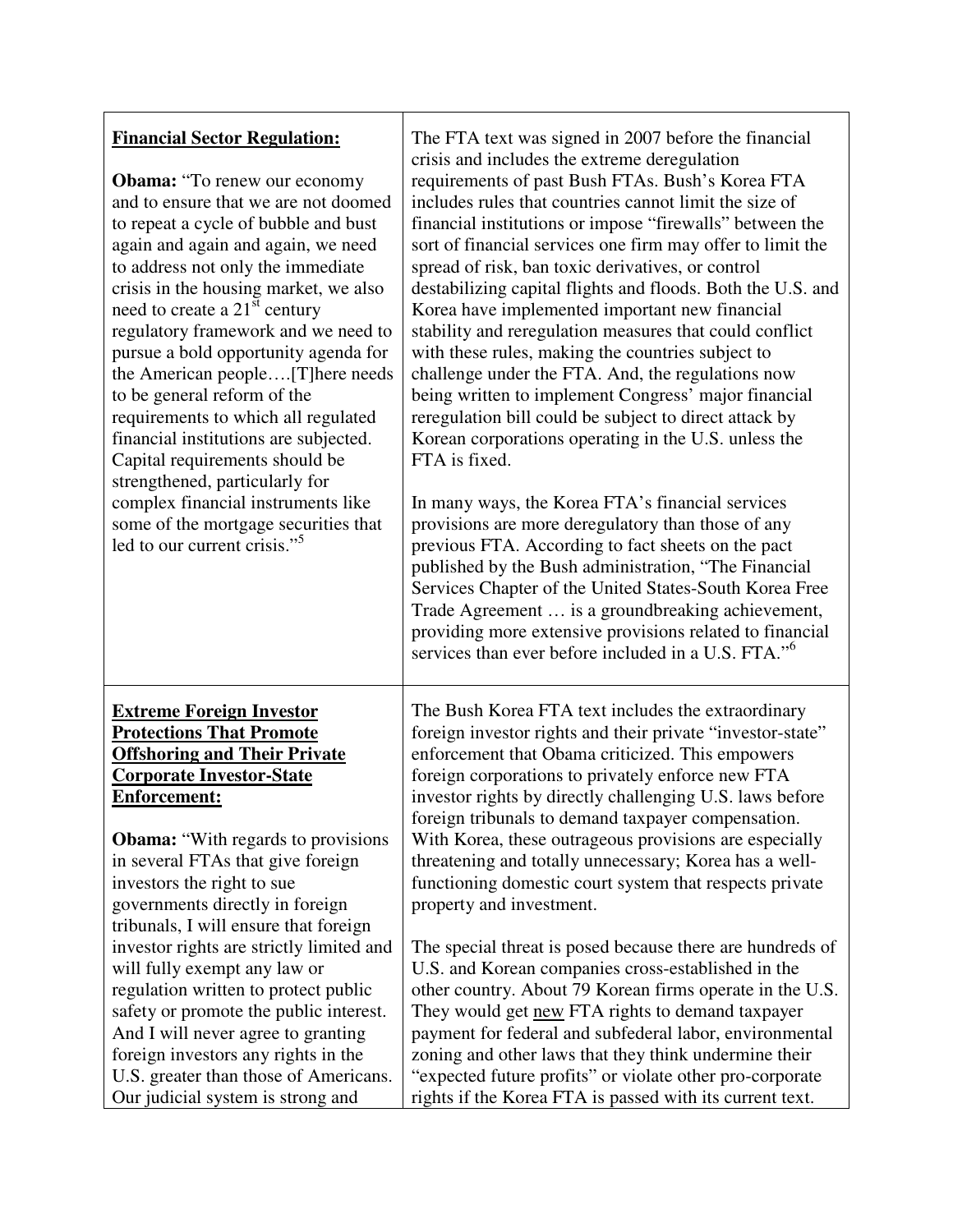| | |
|---|---|
| **<u>Financial Sector Regulation:</u>**<br><br>**Obama:** "To renew our economy and to ensure that we are not doomed to repeat a cycle of bubble and bust again and again and again, we need to address not only the immediate crisis in the housing market, we also need to create a 21st century regulatory framework and we need to pursue a bold opportunity agenda for the American people….[T]here needs to be general reform of the requirements to which all regulated financial institutions are subjected. Capital requirements should be strengthened, particularly for complex financial instruments like some of the mortgage securities that led to our current crisis."[5] | The FTA text was signed in 2007 before the financial crisis and includes the extreme deregulation requirements of past Bush FTAs. Bush's Korea FTA includes rules that countries cannot limit the size of financial institutions or impose "firewalls" between the sort of financial services one firm may offer to limit the spread of risk, ban toxic derivatives, or control destabilizing capital flights and floods. Both the U.S. and Korea have implemented important new financial stability and reregulation measures that could conflict with these rules, making the countries subject to challenge under the FTA. And, the regulations now being written to implement Congress' major financial reregulation bill could be subject to direct attack by Korean corporations operating in the U.S. unless the FTA is fixed.<br><br>In many ways, the Korea FTA's financial services provisions are more deregulatory than those of any previous FTA. According to fact sheets on the pact published by the Bush administration, "The Financial Services Chapter of the United States-South Korea Free Trade Agreement … is a groundbreaking achievement, providing more extensive provisions related to financial services than ever before included in a U.S. FTA."[6] |
| **<u>Extreme Foreign Investor Protections That Promote Offshoring and Their Private Corporate Investor-State Enforcement:</u>**<br><br>**Obama:** "With regards to provisions in several FTAs that give foreign investors the right to sue governments directly in foreign tribunals, I will ensure that foreign investor rights are strictly limited and will fully exempt any law or regulation written to protect public safety or promote the public interest. And I will never agree to granting foreign investors any rights in the U.S. greater than those of Americans. Our judicial system is strong and | The Bush Korea FTA text includes the extraordinary foreign investor rights and their private "investor-state" enforcement that Obama criticized. This empowers foreign corporations to privately enforce new FTA investor rights by directly challenging U.S. laws before foreign tribunals to demand taxpayer compensation. With Korea, these outrageous provisions are especially threatening and totally unnecessary; Korea has a well-functioning domestic court system that respects private property and investment.<br><br>The special threat is posed because there are hundreds of U.S. and Korean companies cross-established in the other country. About 79 Korean firms operate in the U.S. They would get <u>new</u> FTA rights to demand taxpayer payment for federal and subfederal labor, environmental zoning and other laws that they think undermine their "expected future profits" or violate other pro-corporate rights if the Korea FTA is passed with its current text. |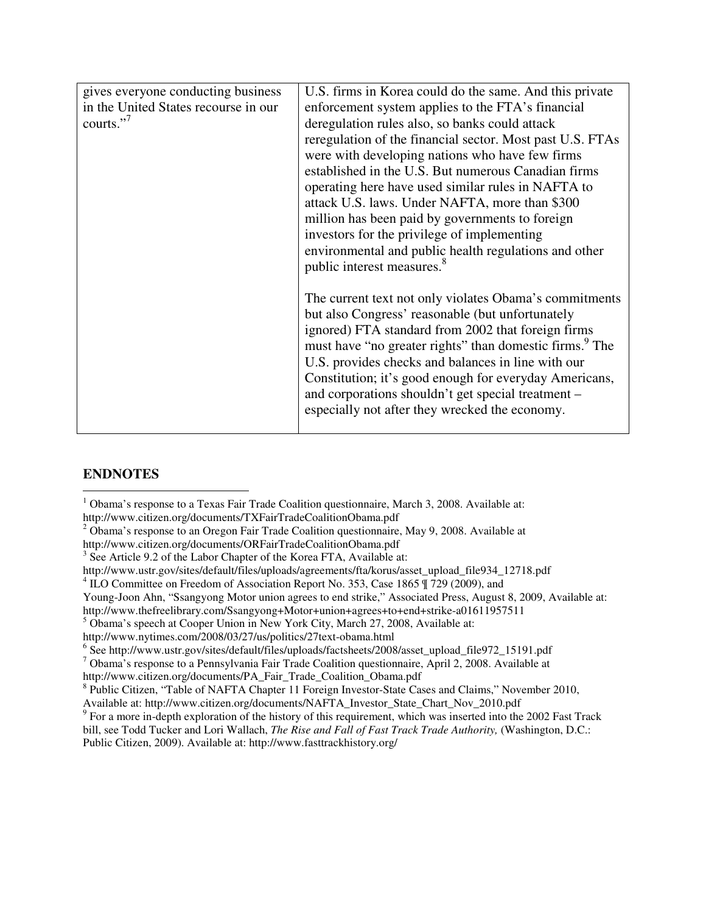| | |
|---|---|
| gives everyone conducting business in the United States recourse in our courts."[7] | U.S. firms in Korea could do the same. And this private enforcement system applies to the FTA's financial deregulation rules also, so banks could attack reregulation of the financial sector. Most past U.S. FTAs were with developing nations who have few firms established in the U.S. But numerous Canadian firms operating here have used similar rules in NAFTA to attack U.S. laws. Under NAFTA, more than \$300 million has been paid by governments to foreign investors for the privilege of implementing environmental and public health regulations and other public interest measures.[8]<br><br>The current text not only violates Obama's commitments but also Congress' reasonable (but unfortunately ignored) FTA standard from 2002 that foreign firms must have "no greater rights" than domestic firms.[9] The U.S. provides checks and balances in line with our Constitution; it's good enough for everyday Americans, and corporations shouldn't get special treatment – especially not after they wrecked the economy. |

## ENDNOTES

[1] Obama's response to a Texas Fair Trade Coalition questionnaire, March 3, 2008. Available at: http://www.citizen.org/documents/TXFairTradeCoalitionObama.pdf

[2] Obama's response to an Oregon Fair Trade Coalition questionnaire, May 9, 2008. Available at http://www.citizen.org/documents/ORFairTradeCoalitionObama.pdf

[3] See Article 9.2 of the Labor Chapter of the Korea FTA, Available at: http://www.ustr.gov/sites/default/files/uploads/agreements/fta/korus/asset_upload_file934_12718.pdf

[4] ILO Committee on Freedom of Association Report No. 353, Case 1865 ¶ 729 (2009), and Young-Joon Ahn, "Ssangyong Motor union agrees to end strike," Associated Press, August 8, 2009, Available at: http://www.thefreelibrary.com/Ssangyong+Motor+union+agrees+to+end+strike-a01611957511

[5] Obama's speech at Cooper Union in New York City, March 27, 2008, Available at: http://www.nytimes.com/2008/03/27/us/politics/27text-obama.html

[6] See http://www.ustr.gov/sites/default/files/uploads/factsheets/2008/asset_upload_file972_15191.pdf

[7] Obama's response to a Pennsylvania Fair Trade Coalition questionnaire, April 2, 2008. Available at http://www.citizen.org/documents/PA_Fair_Trade_Coalition_Obama.pdf

[8] Public Citizen, "Table of NAFTA Chapter 11 Foreign Investor-State Cases and Claims," November 2010, Available at: http://www.citizen.org/documents/NAFTA_Investor_State_Chart_Nov_2010.pdf

[9] For a more in-depth exploration of the history of this requirement, which was inserted into the 2002 Fast Track bill, see Todd Tucker and Lori Wallach, *The Rise and Fall of Fast Track Trade Authority,* (Washington, D.C.: Public Citizen, 2009). Available at: http://www.fasttrackhistory.org/